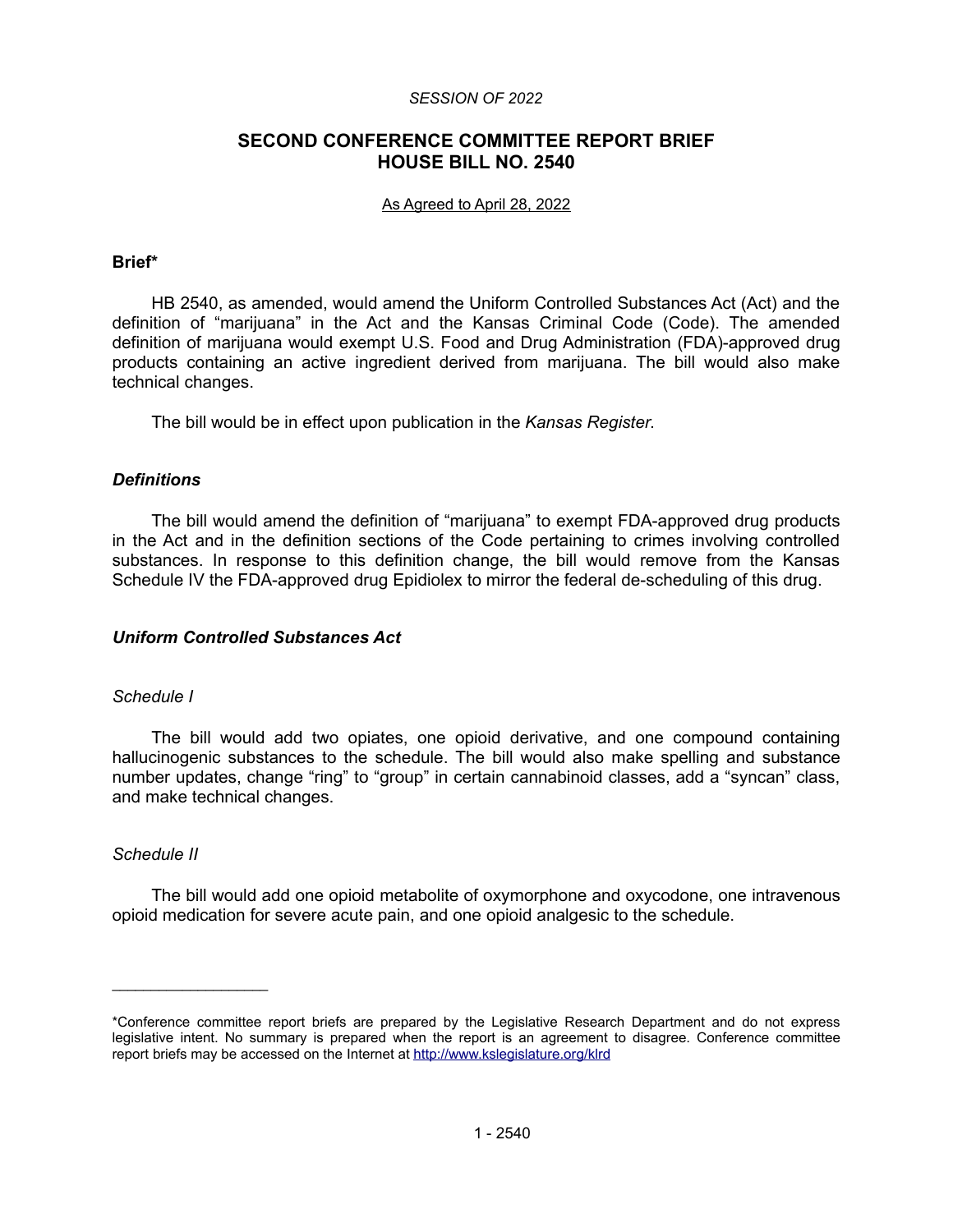*SESSION OF 2022*

# SECOND CONFERENCE COMMITTEE REPORT BRIEF HOUSE BILL NO. 2540

As Agreed to April 28, 2022

**Brief***

HB 2540, as amended, would amend the Uniform Controlled Substances Act (Act) and the definition of "marijuana" in the Act and the Kansas Criminal Code (Code). The amended definition of marijuana would exempt U.S. Food and Drug Administration (FDA)-approved drug products containing an active ingredient derived from marijuana. The bill would also make technical changes.

The bill would be in effect upon publication in the *Kansas Register*.

### *Definitions*

The bill would amend the definition of "marijuana" to exempt FDA-approved drug products in the Act and in the definition sections of the Code pertaining to crimes involving controlled substances. In response to this definition change, the bill would remove from the Kansas Schedule IV the FDA-approved drug Epidiolex to mirror the federal de-scheduling of this drug.

### *Uniform Controlled Substances Act*

*Schedule I*

The bill would add two opiates, one opioid derivative, and one compound containing hallucinogenic substances to the schedule. The bill would also make spelling and substance number updates, change "ring" to "group" in certain cannabinoid classes, add a "syncan" class, and make technical changes.

*Schedule II*

The bill would add one opioid metabolite of oxymorphone and oxycodone, one intravenous opioid medication for severe acute pain, and one opioid analgesic to the schedule.

---

*Conference committee report briefs are prepared by the Legislative Research Department and do not express legislative intent. No summary is prepared when the report is an agreement to disagree. Conference committee report briefs may be accessed on the Internet at http://www.kslegislature.org/klrd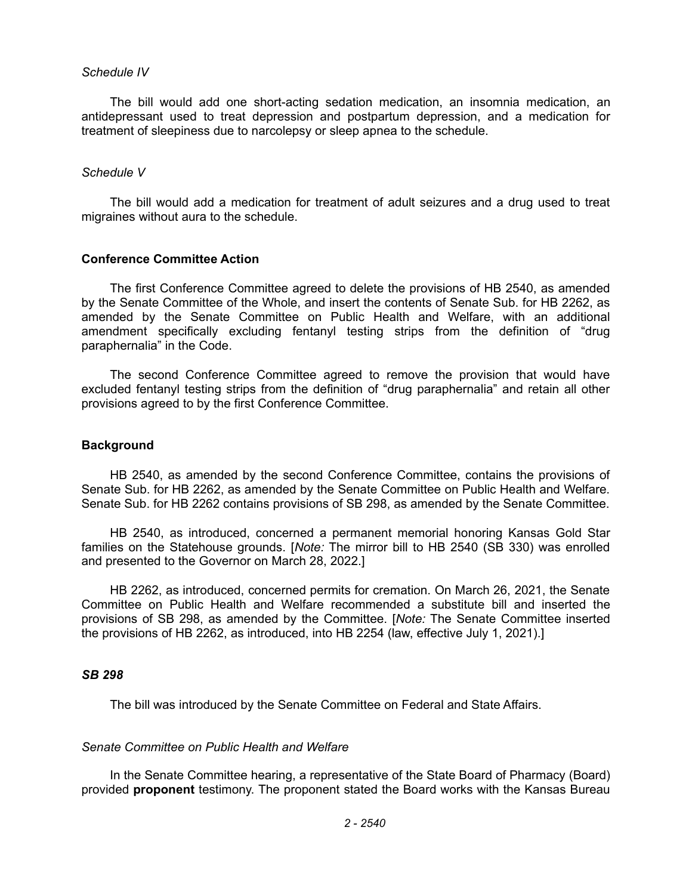*Schedule IV*

The bill would add one short-acting sedation medication, an insomnia medication, an antidepressant used to treat depression and postpartum depression, and a medication for treatment of sleepiness due to narcolepsy or sleep apnea to the schedule.

*Schedule V*

The bill would add a medication for treatment of adult seizures and a drug used to treat migraines without aura to the schedule.

## Conference Committee Action

The first Conference Committee agreed to delete the provisions of HB 2540, as amended by the Senate Committee of the Whole, and insert the contents of Senate Sub. for HB 2262, as amended by the Senate Committee on Public Health and Welfare, with an additional amendment specifically excluding fentanyl testing strips from the definition of "drug paraphernalia" in the Code.

The second Conference Committee agreed to remove the provision that would have excluded fentanyl testing strips from the definition of "drug paraphernalia" and retain all other provisions agreed to by the first Conference Committee.

## Background

HB 2540, as amended by the second Conference Committee, contains the provisions of Senate Sub. for HB 2262, as amended by the Senate Committee on Public Health and Welfare. Senate Sub. for HB 2262 contains provisions of SB 298, as amended by the Senate Committee.

HB 2540, as introduced, concerned a permanent memorial honoring Kansas Gold Star families on the Statehouse grounds. [*Note:* The mirror bill to HB 2540 (SB 330) was enrolled and presented to the Governor on March 28, 2022.]

HB 2262, as introduced, concerned permits for cremation. On March 26, 2021, the Senate Committee on Public Health and Welfare recommended a substitute bill and inserted the provisions of SB 298, as amended by the Committee. [*Note:* The Senate Committee inserted the provisions of HB 2262, as introduced, into HB 2254 (law, effective July 1, 2021).]

### *SB 298*

The bill was introduced by the Senate Committee on Federal and State Affairs.

*Senate Committee on Public Health and Welfare*

In the Senate Committee hearing, a representative of the State Board of Pharmacy (Board) provided **proponent** testimony. The proponent stated the Board works with the Kansas Bureau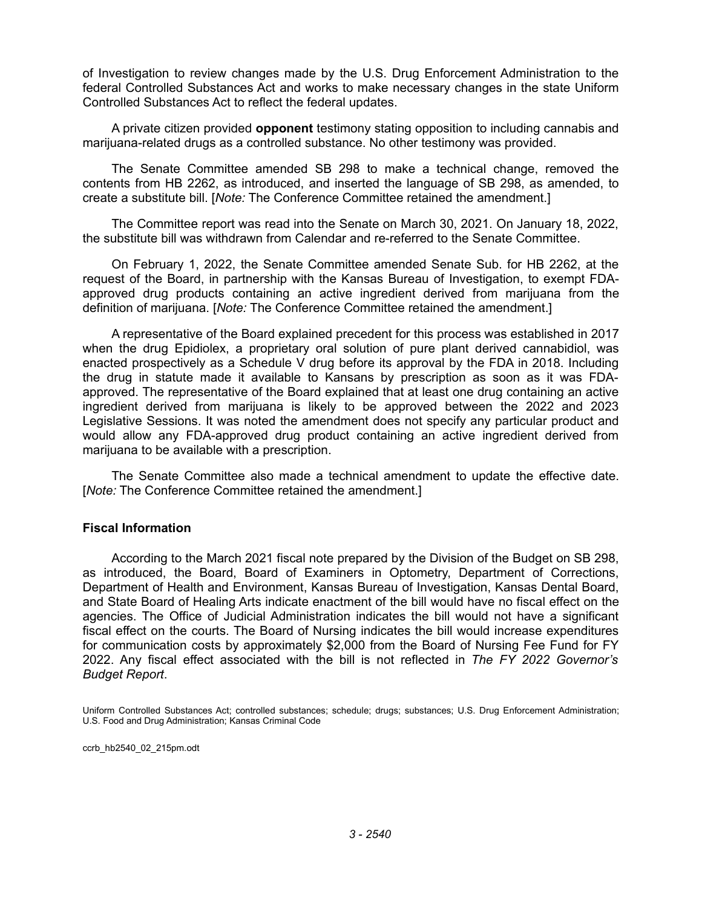of Investigation to review changes made by the U.S. Drug Enforcement Administration to the federal Controlled Substances Act and works to make necessary changes in the state Uniform Controlled Substances Act to reflect the federal updates.

A private citizen provided **opponent** testimony stating opposition to including cannabis and marijuana-related drugs as a controlled substance. No other testimony was provided.

The Senate Committee amended SB 298 to make a technical change, removed the contents from HB 2262, as introduced, and inserted the language of SB 298, as amended, to create a substitute bill. [*Note:* The Conference Committee retained the amendment.]

The Committee report was read into the Senate on March 30, 2021. On January 18, 2022, the substitute bill was withdrawn from Calendar and re-referred to the Senate Committee.

On February 1, 2022, the Senate Committee amended Senate Sub. for HB 2262, at the request of the Board, in partnership with the Kansas Bureau of Investigation, to exempt FDA-approved drug products containing an active ingredient derived from marijuana from the definition of marijuana. [*Note:* The Conference Committee retained the amendment.]

A representative of the Board explained precedent for this process was established in 2017 when the drug Epidiolex, a proprietary oral solution of pure plant derived cannabidiol, was enacted prospectively as a Schedule V drug before its approval by the FDA in 2018. Including the drug in statute made it available to Kansans by prescription as soon as it was FDA-approved. The representative of the Board explained that at least one drug containing an active ingredient derived from marijuana is likely to be approved between the 2022 and 2023 Legislative Sessions. It was noted the amendment does not specify any particular product and would allow any FDA-approved drug product containing an active ingredient derived from marijuana to be available with a prescription.

The Senate Committee also made a technical amendment to update the effective date. [*Note:* The Conference Committee retained the amendment.]

### Fiscal Information

According to the March 2021 fiscal note prepared by the Division of the Budget on SB 298, as introduced, the Board, Board of Examiners in Optometry, Department of Corrections, Department of Health and Environment, Kansas Bureau of Investigation, Kansas Dental Board, and State Board of Healing Arts indicate enactment of the bill would have no fiscal effect on the agencies. The Office of Judicial Administration indicates the bill would not have a significant fiscal effect on the courts. The Board of Nursing indicates the bill would increase expenditures for communication costs by approximately $2,000 from the Board of Nursing Fee Fund for FY 2022. Any fiscal effect associated with the bill is not reflected in *The FY 2022 Governor's Budget Report*.

Uniform Controlled Substances Act; controlled substances; schedule; drugs; substances; U.S. Drug Enforcement Administration; U.S. Food and Drug Administration; Kansas Criminal Code

ccrb_hb2540_02_215pm.odt